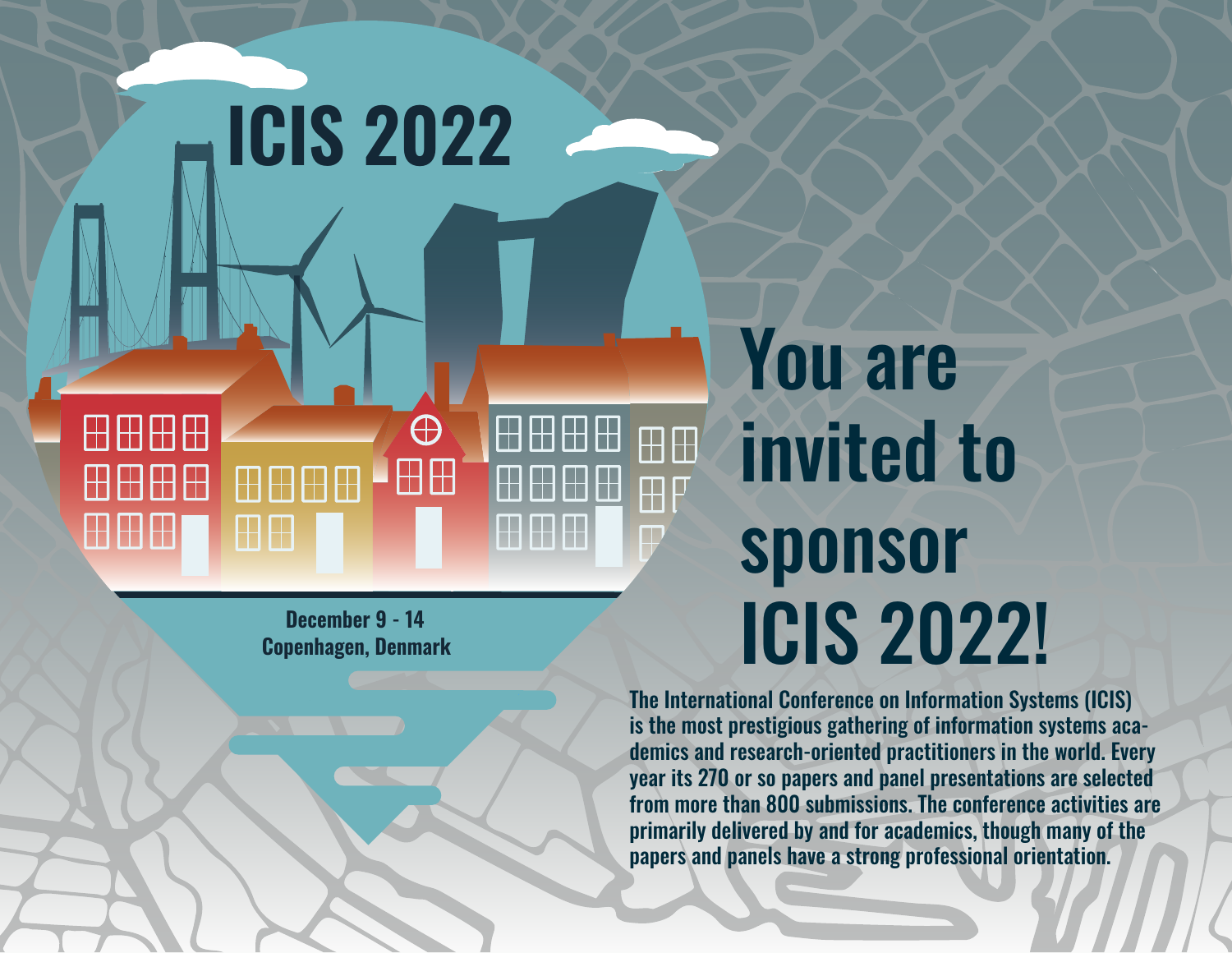# ICIS 2022

**December 9 - 14**
**Copenhagen, Denmark**

# You are invited to sponsor ICIS 2022!

The International Conference on Information Systems (ICIS) is the most prestigious gathering of information systems academics and research-oriented practitioners in the world. Every year its 270 or so papers and panel presentations are selected from more than 800 submissions. The conference activities are primarily delivered by and for academics, though many of the papers and panels have a strong professional orientation.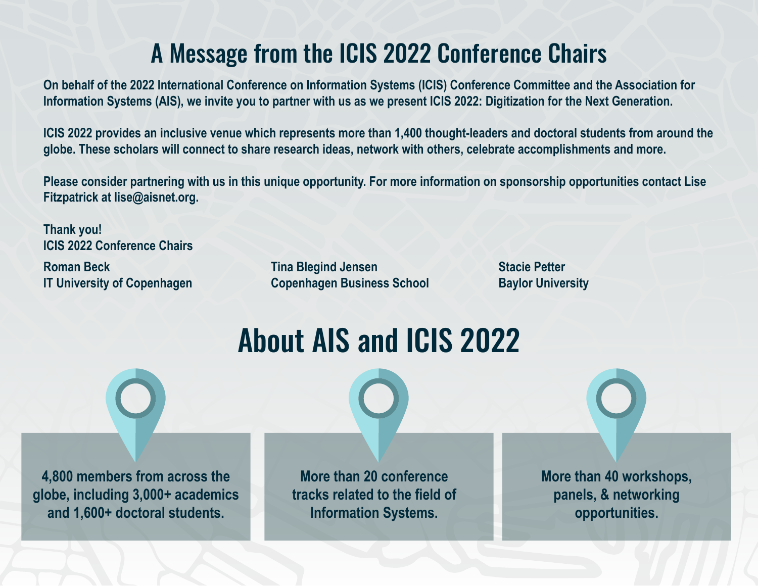# A Message from the ICIS 2022 Conference Chairs

On behalf of the 2022 International Conference on Information Systems (ICIS) Conference Committee and the Association for Information Systems (AIS), we invite you to partner with us as we present ICIS 2022: Digitization for the Next Generation.

ICIS 2022 provides an inclusive venue which represents more than 1,400 thought-leaders and doctoral students from around the globe. These scholars will connect to share research ideas, network with others, celebrate accomplishments and more.

Please consider partnering with us in this unique opportunity. For more information on sponsorship opportunities contact Lise Fitzpatrick at lise@aisnet.org.

Thank you!
ICIS 2022 Conference Chairs

Roman Beck
IT University of Copenhagen

Tina Blegind Jensen
Copenhagen Business School

Stacie Petter
Baylor University

# About AIS and ICIS 2022

4,800 members from across the globe, including 3,000+ academics and 1,600+ doctoral students.

More than 20 conference tracks related to the field of Information Systems.

More than 40 workshops, panels, & networking opportunities.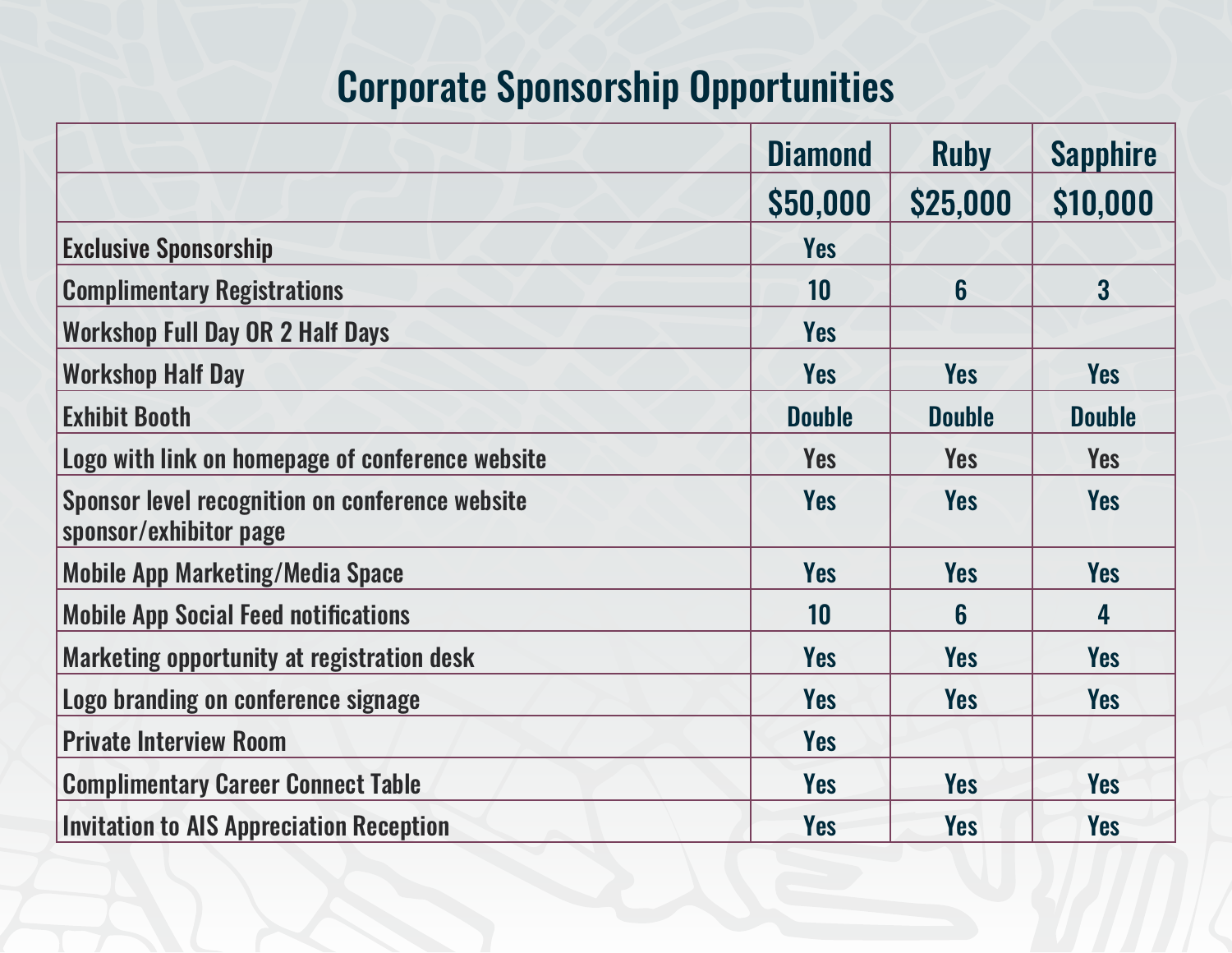# Corporate Sponsorship Opportunities

| | Diamond | Ruby | Sapphire |
|---|---|---|---|
| | $50,000 | $25,000 | $10,000 |
| Exclusive Sponsorship | Yes | | |
| Complimentary Registrations | 10 | 6 | 3 |
| Workshop Full Day OR 2 Half Days | Yes | | |
| Workshop Half Day | Yes | Yes | Yes |
| Exhibit Booth | Double | Double | Double |
| Logo with link on homepage of conference website | Yes | Yes | Yes |
| Sponsor level recognition on conference website sponsor/exhibitor page | Yes | Yes | Yes |
| Mobile App Marketing/Media Space | Yes | Yes | Yes |
| Mobile App Social Feed notifications | 10 | 6 | 4 |
| Marketing opportunity at registration desk | Yes | Yes | Yes |
| Logo branding on conference signage | Yes | Yes | Yes |
| Private Interview Room | Yes | | |
| Complimentary Career Connect Table | Yes | Yes | Yes |
| Invitation to AIS Appreciation Reception | Yes | Yes | Yes |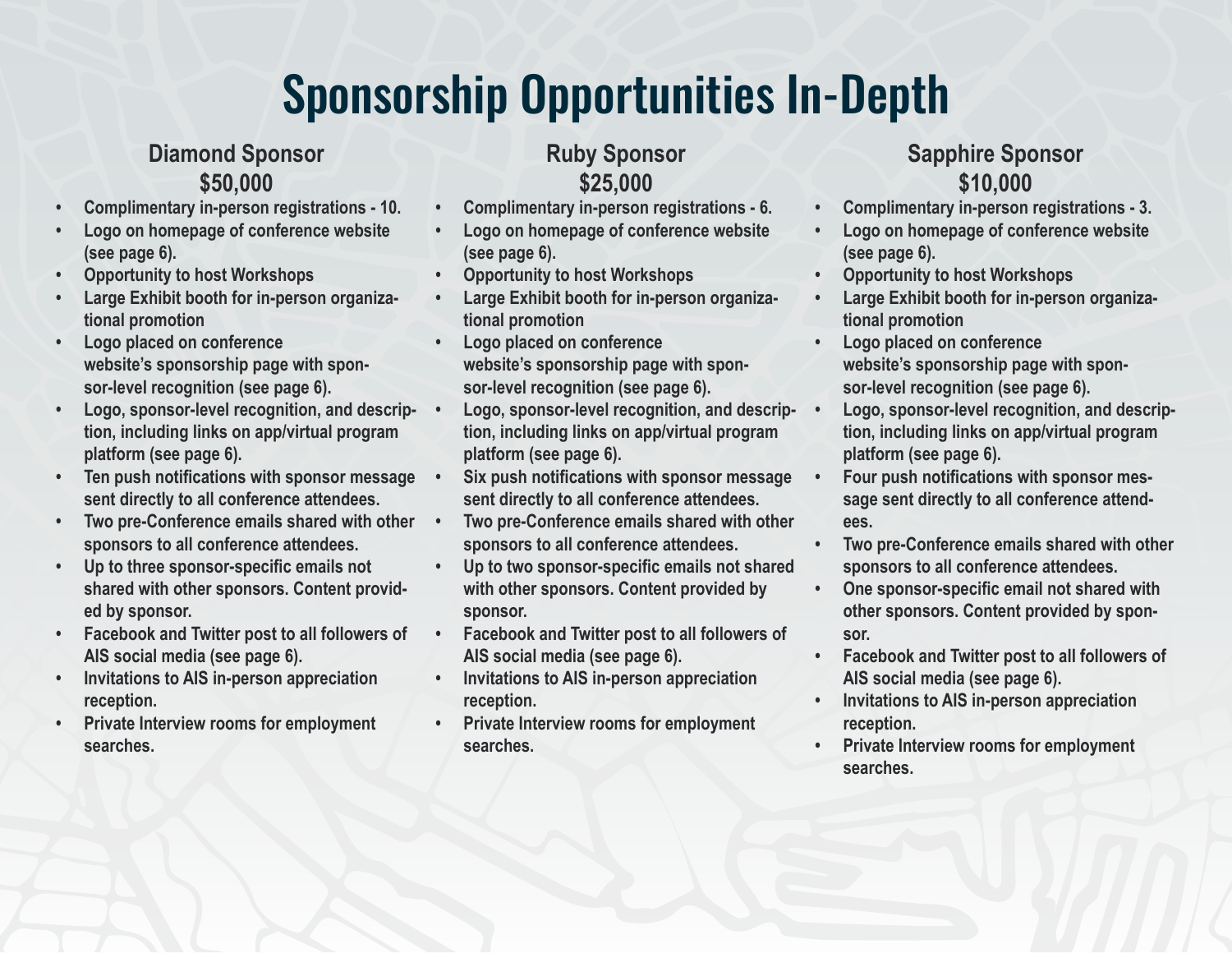# Sponsorship Opportunities In-Depth

## Diamond Sponsor
## $50,000

- Complimentary in-person registrations - 10.
- Logo on homepage of conference website (see page 6).
- Opportunity to host Workshops
- Large Exhibit booth for in-person organizational promotion
- Logo placed on conference website's sponsorship page with sponsor-level recognition (see page 6).
- Logo, sponsor-level recognition, and description, including links on app/virtual program platform (see page 6).
- Ten push notifications with sponsor message sent directly to all conference attendees.
- Two pre-Conference emails shared with other sponsors to all conference attendees.
- Up to three sponsor-specific emails not shared with other sponsors. Content provided by sponsor.
- Facebook and Twitter post to all followers of AIS social media (see page 6).
- Invitations to AIS in-person appreciation reception.
- Private Interview rooms for employment searches.

## Ruby Sponsor
## $25,000

- Complimentary in-person registrations - 6.
- Logo on homepage of conference website (see page 6).
- Opportunity to host Workshops
- Large Exhibit booth for in-person organizational promotion
- Logo placed on conference website's sponsorship page with sponsor-level recognition (see page 6).
- Logo, sponsor-level recognition, and description, including links on app/virtual program platform (see page 6).
- Six push notifications with sponsor message sent directly to all conference attendees.
- Two pre-Conference emails shared with other sponsors to all conference attendees.
- Up to two sponsor-specific emails not shared with other sponsors. Content provided by sponsor.
- Facebook and Twitter post to all followers of AIS social media (see page 6).
- Invitations to AIS in-person appreciation reception.
- Private Interview rooms for employment searches.

## Sapphire Sponsor
## $10,000

- Complimentary in-person registrations - 3.
- Logo on homepage of conference website (see page 6).
- Opportunity to host Workshops
- Large Exhibit booth for in-person organizational promotion
- Logo placed on conference website's sponsorship page with sponsor-level recognition (see page 6).
- Logo, sponsor-level recognition, and description, including links on app/virtual program platform (see page 6).
- Four push notifications with sponsor message sent directly to all conference attendees.
- Two pre-Conference emails shared with other sponsors to all conference attendees.
- One sponsor-specific email not shared with other sponsors. Content provided by sponsor.
- Facebook and Twitter post to all followers of AIS social media (see page 6).
- Invitations to AIS in-person appreciation reception.
- Private Interview rooms for employment searches.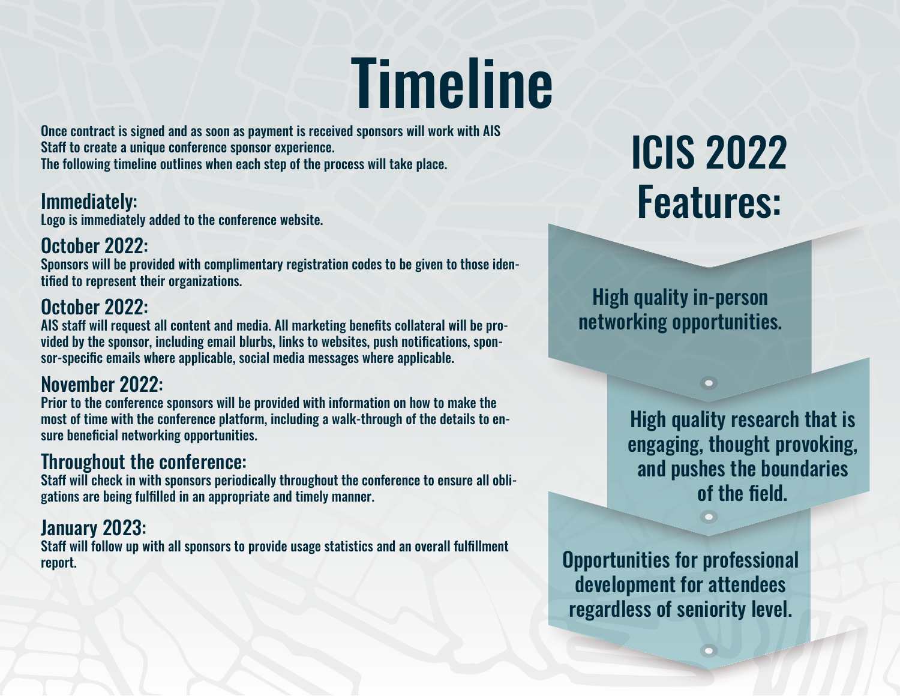# Timeline

Once contract is signed and as soon as payment is received sponsors will work with AIS Staff to create a unique conference sponsor experience.
The following timeline outlines when each step of the process will take place.

## Immediately:

Logo is immediately added to the conference website.

## October 2022:

Sponsors will be provided with complimentary registration codes to be given to those identified to represent their organizations.

## October 2022:

AIS staff will request all content and media. All marketing benefits collateral will be provided by the sponsor, including email blurbs, links to websites, push notifications, sponsor-specific emails where applicable, social media messages where applicable.

## November 2022:

Prior to the conference sponsors will be provided with information on how to make the most of time with the conference platform, including a walk-through of the details to ensure beneficial networking opportunities.

## Throughout the conference:

Staff will check in with sponsors periodically throughout the conference to ensure all obligations are being fulfilled in an appropriate and timely manner.

## January 2023:

Staff will follow up with all sponsors to provide usage statistics and an overall fulfillment report.

# ICIS 2022 Features:

- High quality in-person networking opportunities.
- High quality research that is engaging, thought provoking, and pushes the boundaries of the field.
- Opportunities for professional development for attendees regardless of seniority level.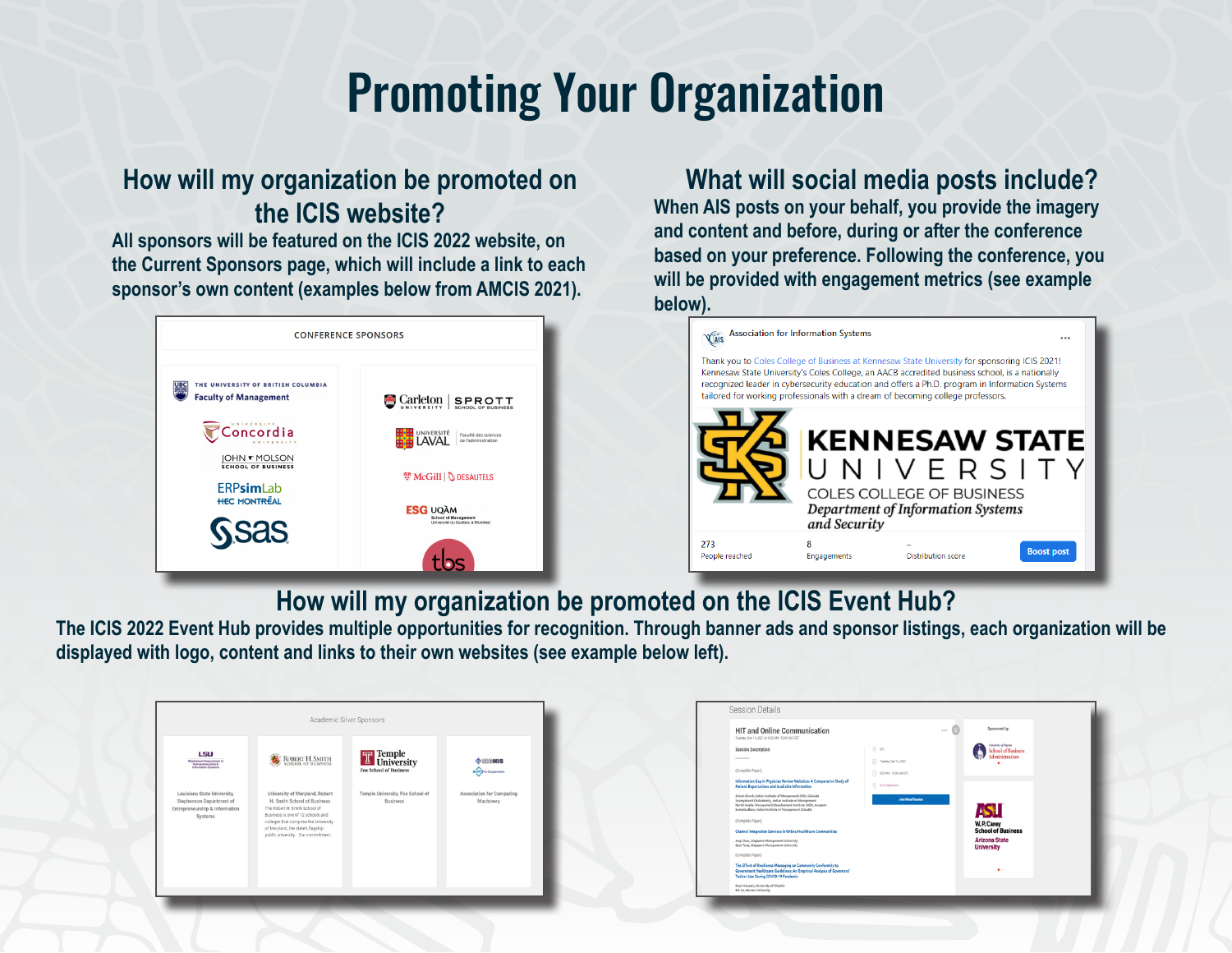# Promoting Your Organization

## How will my organization be promoted on the ICIS website?

All sponsors will be featured on the ICIS 2022 website, on the Current Sponsors page, which will include a link to each sponsor's own content (examples below from AMCIS 2021).

## What will social media posts include?

When AIS posts on your behalf, you provide the imagery and content and before, during or after the conference based on your preference. Following the conference, you will be provided with engagement metrics (see example below).

## How will my organization be promoted on the ICIS Event Hub?

The ICIS 2022 Event Hub provides multiple opportunities for recognition. Through banner ads and sponsor listings, each organization will be displayed with logo, content and links to their own websites (see example below left).